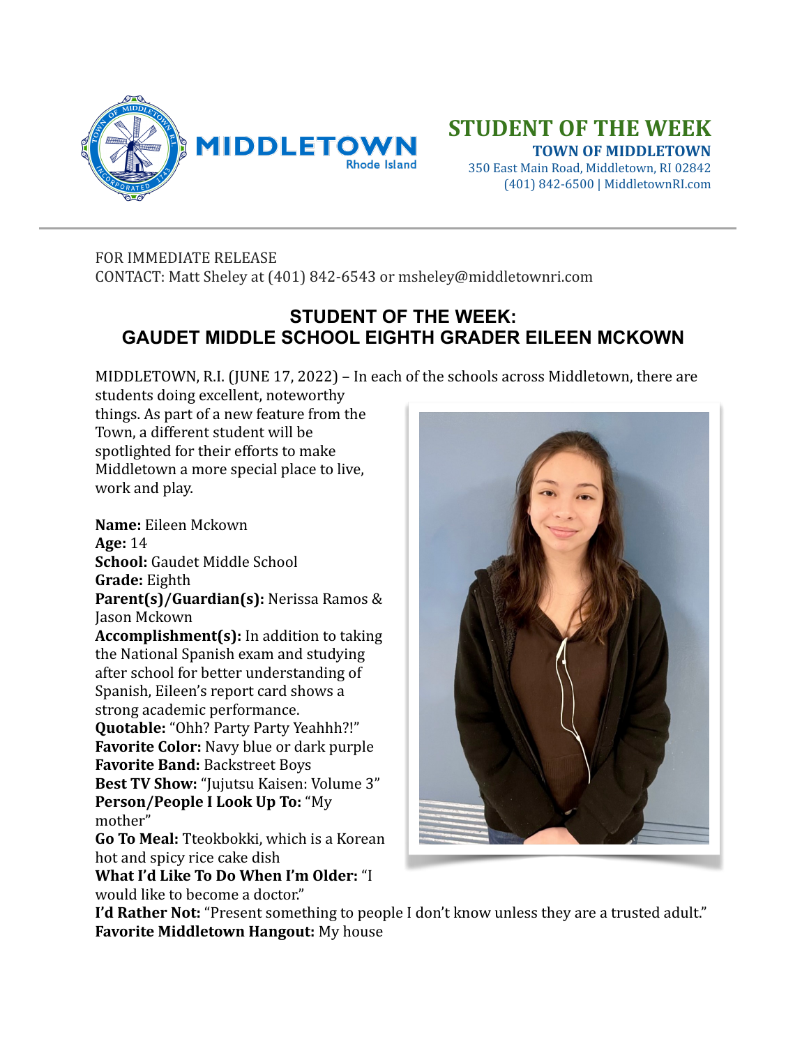MIDDLETOWN Rhode Island

# STUDENT OF THE WEEK

**TOWN OF MIDDLETOWN**
350 East Main Road, Middletown, RI 02842
(401) 842-6500 | MiddletownRI.com

FOR IMMEDIATE RELEASE
CONTACT: Matt Sheley at (401) 842-6543 or msheley@middletownri.com

## STUDENT OF THE WEEK: GAUDET MIDDLE SCHOOL EIGHTH GRADER EILEEN MCKOWN

MIDDLETOWN, R.I. (JUNE 17, 2022) – In each of the schools across Middletown, there are students doing excellent, noteworthy things. As part of a new feature from the Town, a different student will be spotlighted for their efforts to make Middletown a more special place to live, work and play.

**Name:** Eileen Mckown
**Age:** 14
**School:** Gaudet Middle School
**Grade:** Eighth
**Parent(s)/Guardian(s):** Nerissa Ramos & Jason Mckown
**Accomplishment(s):** In addition to taking the National Spanish exam and studying after school for better understanding of Spanish, Eileen's report card shows a strong academic performance.
**Quotable:** "Ohh? Party Party Yeahhh?!"
**Favorite Color:** Navy blue or dark purple
**Favorite Band:** Backstreet Boys
**Best TV Show:** "Jujutsu Kaisen: Volume 3"
**Person/People I Look Up To:** "My mother"
**Go To Meal:** Tteokbokki, which is a Korean hot and spicy rice cake dish
**What I'd Like To Do When I'm Older:** "I would like to become a doctor."
**I'd Rather Not:** "Present something to people I don't know unless they are a trusted adult."
**Favorite Middletown Hangout:** My house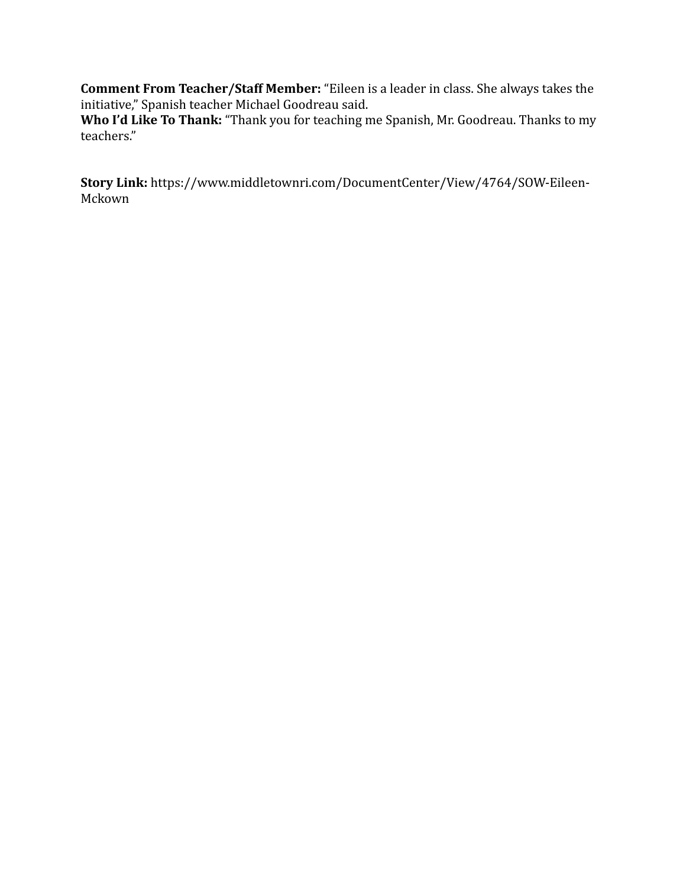**Comment From Teacher/Staff Member:** “Eileen is a leader in class. She always takes the initiative,” Spanish teacher Michael Goodreau said.
**Who I’d Like To Thank:** “Thank you for teaching me Spanish, Mr. Goodreau. Thanks to my teachers.”

**Story Link:** https://www.middletownri.com/DocumentCenter/View/4764/SOW-Eileen-Mckown